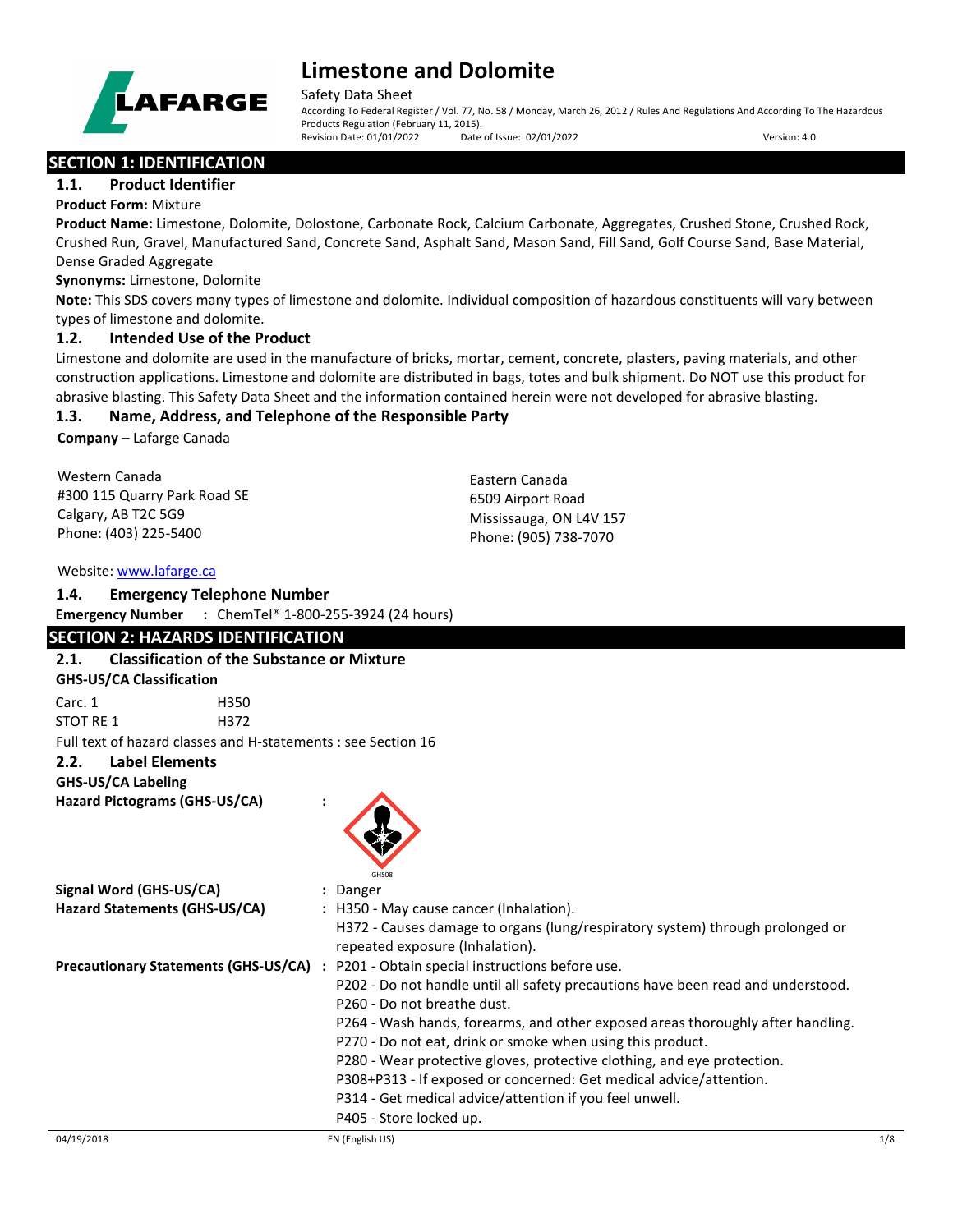# Limestone and Dolomite

Safety Data Sheet

According To Federal Register / Vol. 77, No. 58 / Monday, March 26, 2012 / Rules And Regulations And According To The Hazardous Products Regulation (February 11, 2015).

Revision Date: 01/01/2022 Date of Issue: 02/01/2022 Version: 4.0

## SECTION 1: IDENTIFICATION

### 1.1. Product Identifier

**Product Form:** Mixture

**Product Name:** Limestone, Dolomite, Dolostone, Carbonate Rock, Calcium Carbonate, Aggregates, Crushed Stone, Crushed Rock, Crushed Run, Gravel, Manufactured Sand, Concrete Sand, Asphalt Sand, Mason Sand, Fill Sand, Golf Course Sand, Base Material, Dense Graded Aggregate

**Synonyms:** Limestone, Dolomite

**Note:** This SDS covers many types of limestone and dolomite. Individual composition of hazardous constituents will vary between types of limestone and dolomite.

### 1.2. Intended Use of the Product

Limestone and dolomite are used in the manufacture of bricks, mortar, cement, concrete, plasters, paving materials, and other construction applications. Limestone and dolomite are distributed in bags, totes and bulk shipment. Do NOT use this product for abrasive blasting. This Safety Data Sheet and the information contained herein were not developed for abrasive blasting.

### 1.3. Name, Address, and Telephone of the Responsible Party

**Company** – Lafarge Canada

Western Canada
#300 115 Quarry Park Road SE
Calgary, AB T2C 5G9
Phone: (403) 225-5400

Eastern Canada
6509 Airport Road
Mississauga, ON L4V 157
Phone: (905) 738-7070

Website: www.lafarge.ca

### 1.4. Emergency Telephone Number

**Emergency Number :** ChemTel® 1-800-255-3924 (24 hours)

## SECTION 2: HAZARDS IDENTIFICATION

### 2.1. Classification of the Substance or Mixture

**GHS-US/CA Classification**

Carc. 1 H350
STOT RE 1 H372

Full text of hazard classes and H-statements : see Section 16

### 2.2. Label Elements

**GHS-US/CA Labeling**

**Hazard Pictograms (GHS-US/CA) :** GHS08

**Signal Word (GHS-US/CA) :** Danger

**Hazard Statements (GHS-US/CA) :**
H350 - May cause cancer (Inhalation).
H372 - Causes damage to organs (lung/respiratory system) through prolonged or repeated exposure (Inhalation).

**Precautionary Statements (GHS-US/CA) :**
P201 - Obtain special instructions before use.
P202 - Do not handle until all safety precautions have been read and understood.
P260 - Do not breathe dust.
P264 - Wash hands, forearms, and other exposed areas thoroughly after handling.
P270 - Do not eat, drink or smoke when using this product.
P280 - Wear protective gloves, protective clothing, and eye protection.
P308+P313 - If exposed or concerned: Get medical advice/attention.
P314 - Get medical advice/attention if you feel unwell.
P405 - Store locked up.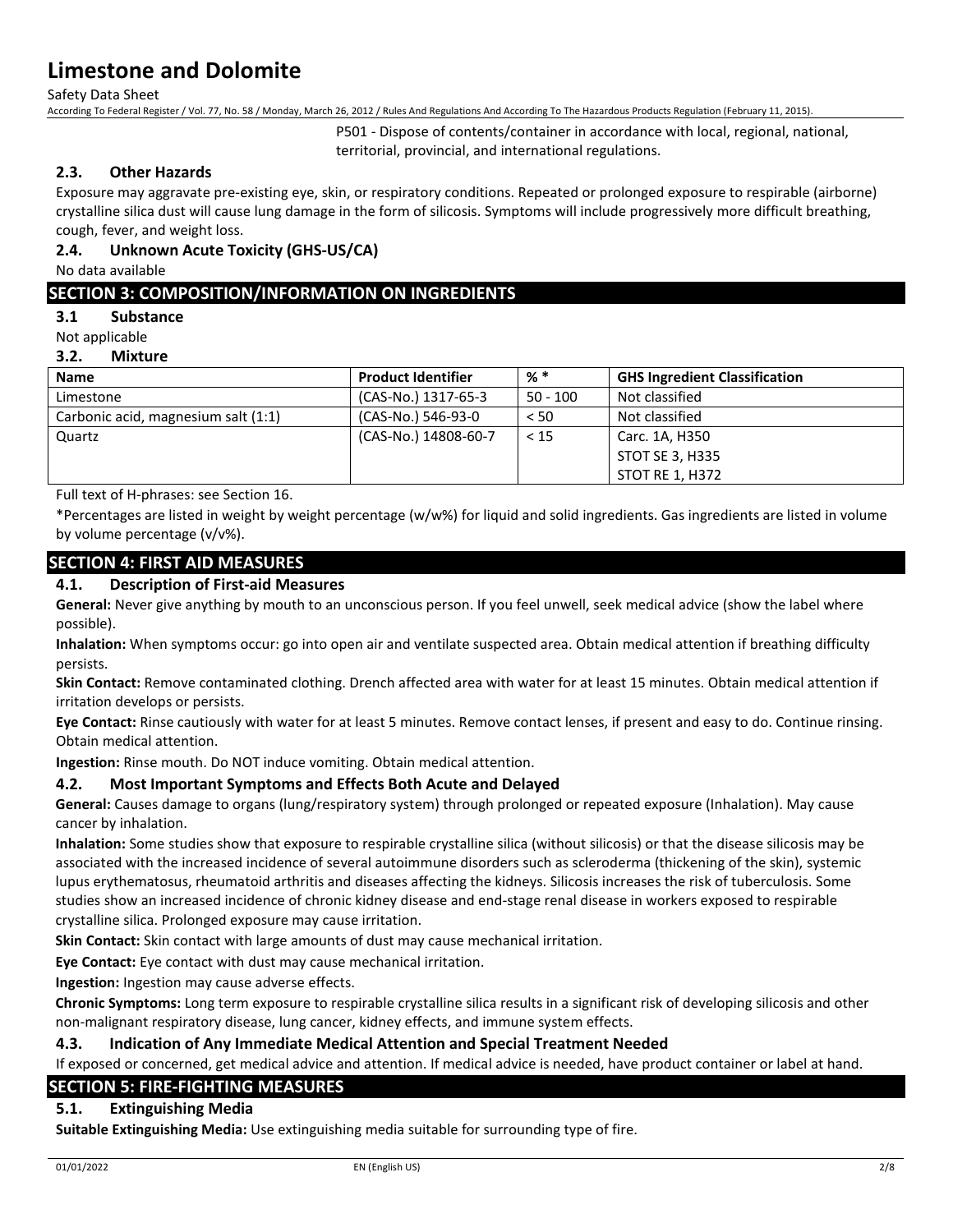P501 - Dispose of contents/container in accordance with local, regional, national, territorial, provincial, and international regulations.

### 2.3. Other Hazards

Exposure may aggravate pre-existing eye, skin, or respiratory conditions. Repeated or prolonged exposure to respirable (airborne) crystalline silica dust will cause lung damage in the form of silicosis. Symptoms will include progressively more difficult breathing, cough, fever, and weight loss.

### 2.4. Unknown Acute Toxicity (GHS-US/CA)

No data available

## SECTION 3: COMPOSITION/INFORMATION ON INGREDIENTS

### 3.1 Substance

Not applicable

### 3.2. Mixture

| Name | Product Identifier | % * | GHS Ingredient Classification |
|---|---|---|---|
| Limestone | (CAS-No.) 1317-65-3 | 50 - 100 | Not classified |
| Carbonic acid, magnesium salt (1:1) | (CAS-No.) 546-93-0 | < 50 | Not classified |
| Quartz | (CAS-No.) 14808-60-7 | < 15 | Carc. 1A, H350<br>STOT SE 3, H335<br>STOT RE 1, H372 |

Full text of H-phrases: see Section 16.

*Percentages are listed in weight by weight percentage (w/w%) for liquid and solid ingredients. Gas ingredients are listed in volume by volume percentage (v/v%).

## SECTION 4: FIRST AID MEASURES

### 4.1. Description of First-aid Measures

**General:** Never give anything by mouth to an unconscious person. If you feel unwell, seek medical advice (show the label where possible).

**Inhalation:** When symptoms occur: go into open air and ventilate suspected area. Obtain medical attention if breathing difficulty persists.

**Skin Contact:** Remove contaminated clothing. Drench affected area with water for at least 15 minutes. Obtain medical attention if irritation develops or persists.

**Eye Contact:** Rinse cautiously with water for at least 5 minutes. Remove contact lenses, if present and easy to do. Continue rinsing. Obtain medical attention.

**Ingestion:** Rinse mouth. Do NOT induce vomiting. Obtain medical attention.

### 4.2. Most Important Symptoms and Effects Both Acute and Delayed

**General:** Causes damage to organs (lung/respiratory system) through prolonged or repeated exposure (Inhalation). May cause cancer by inhalation.

**Inhalation:** Some studies show that exposure to respirable crystalline silica (without silicosis) or that the disease silicosis may be associated with the increased incidence of several autoimmune disorders such as scleroderma (thickening of the skin), systemic lupus erythematosus, rheumatoid arthritis and diseases affecting the kidneys. Silicosis increases the risk of tuberculosis. Some studies show an increased incidence of chronic kidney disease and end-stage renal disease in workers exposed to respirable crystalline silica. Prolonged exposure may cause irritation.

**Skin Contact:** Skin contact with large amounts of dust may cause mechanical irritation.

**Eye Contact:** Eye contact with dust may cause mechanical irritation.

**Ingestion:** Ingestion may cause adverse effects.

**Chronic Symptoms:** Long term exposure to respirable crystalline silica results in a significant risk of developing silicosis and other non-malignant respiratory disease, lung cancer, kidney effects, and immune system effects.

### 4.3. Indication of Any Immediate Medical Attention and Special Treatment Needed

If exposed or concerned, get medical advice and attention. If medical advice is needed, have product container or label at hand.

## SECTION 5: FIRE-FIGHTING MEASURES

### 5.1. Extinguishing Media

**Suitable Extinguishing Media:** Use extinguishing media suitable for surrounding type of fire.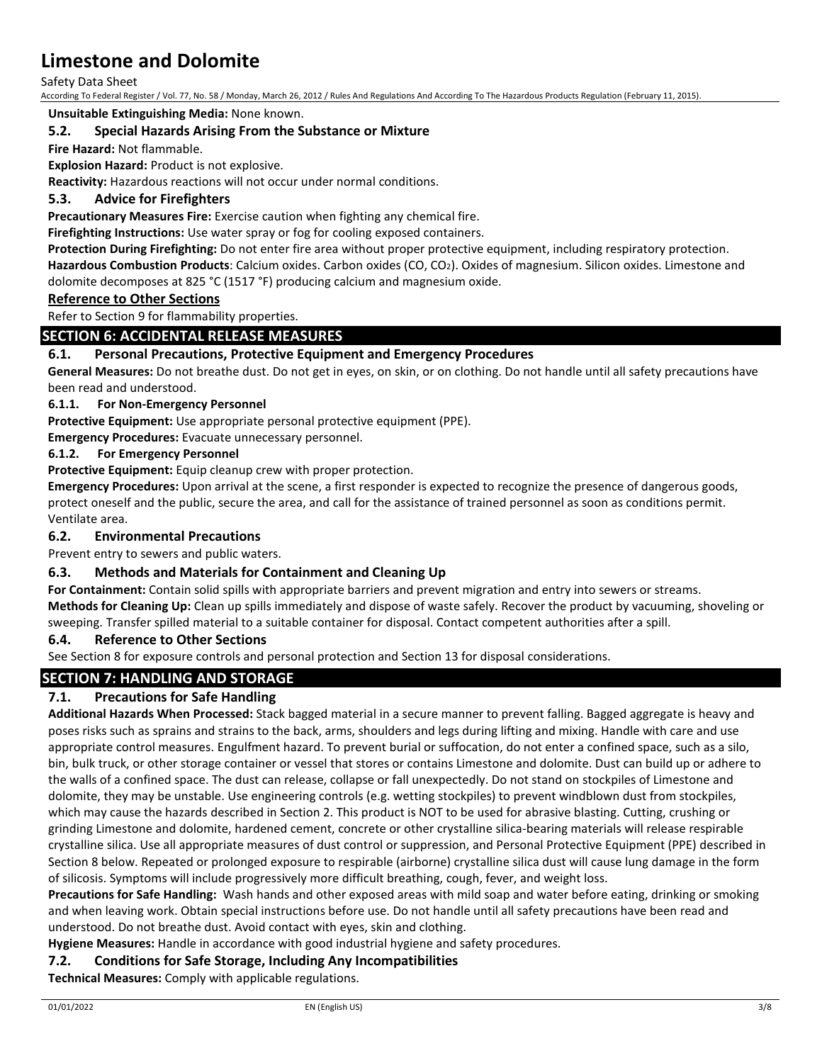**Unsuitable Extinguishing Media:** None known.

### 5.2. Special Hazards Arising From the Substance or Mixture

**Fire Hazard:** Not flammable.

**Explosion Hazard:** Product is not explosive.

**Reactivity:** Hazardous reactions will not occur under normal conditions.

### 5.3. Advice for Firefighters

**Precautionary Measures Fire:** Exercise caution when fighting any chemical fire.

**Firefighting Instructions:** Use water spray or fog for cooling exposed containers.

**Protection During Firefighting:** Do not enter fire area without proper protective equipment, including respiratory protection.

**Hazardous Combustion Products**: Calcium oxides. Carbon oxides ($CO$, $CO_2$). Oxides of magnesium. Silicon oxides. Limestone and dolomite decomposes at 825 °C (1517 °F) producing calcium and magnesium oxide.

**Reference to Other Sections**

Refer to Section 9 for flammability properties.

## SECTION 6: ACCIDENTAL RELEASE MEASURES

### 6.1. Personal Precautions, Protective Equipment and Emergency Procedures

**General Measures:** Do not breathe dust. Do not get in eyes, on skin, or on clothing. Do not handle until all safety precautions have been read and understood.

#### 6.1.1. For Non-Emergency Personnel

**Protective Equipment:** Use appropriate personal protective equipment (PPE).

**Emergency Procedures:** Evacuate unnecessary personnel.

#### 6.1.2. For Emergency Personnel

**Protective Equipment:** Equip cleanup crew with proper protection.

**Emergency Procedures:** Upon arrival at the scene, a first responder is expected to recognize the presence of dangerous goods, protect oneself and the public, secure the area, and call for the assistance of trained personnel as soon as conditions permit. Ventilate area.

### 6.2. Environmental Precautions

Prevent entry to sewers and public waters.

### 6.3. Methods and Materials for Containment and Cleaning Up

**For Containment:** Contain solid spills with appropriate barriers and prevent migration and entry into sewers or streams.

**Methods for Cleaning Up:** Clean up spills immediately and dispose of waste safely. Recover the product by vacuuming, shoveling or sweeping. Transfer spilled material to a suitable container for disposal. Contact competent authorities after a spill.

### 6.4. Reference to Other Sections

See Section 8 for exposure controls and personal protection and Section 13 for disposal considerations.

## SECTION 7: HANDLING AND STORAGE

### 7.1. Precautions for Safe Handling

**Additional Hazards When Processed:** Stack bagged material in a secure manner to prevent falling. Bagged aggregate is heavy and poses risks such as sprains and strains to the back, arms, shoulders and legs during lifting and mixing. Handle with care and use appropriate control measures. Engulfment hazard. To prevent burial or suffocation, do not enter a confined space, such as a silo, bin, bulk truck, or other storage container or vessel that stores or contains Limestone and dolomite. Dust can build up or adhere to the walls of a confined space. The dust can release, collapse or fall unexpectedly. Do not stand on stockpiles of Limestone and dolomite, they may be unstable. Use engineering controls (e.g. wetting stockpiles) to prevent windblown dust from stockpiles, which may cause the hazards described in Section 2. This product is NOT to be used for abrasive blasting. Cutting, crushing or grinding Limestone and dolomite, hardened cement, concrete or other crystalline silica-bearing materials will release respirable crystalline silica. Use all appropriate measures of dust control or suppression, and Personal Protective Equipment (PPE) described in Section 8 below. Repeated or prolonged exposure to respirable (airborne) crystalline silica dust will cause lung damage in the form of silicosis. Symptoms will include progressively more difficult breathing, cough, fever, and weight loss.

**Precautions for Safe Handling:** Wash hands and other exposed areas with mild soap and water before eating, drinking or smoking and when leaving work. Obtain special instructions before use. Do not handle until all safety precautions have been read and understood. Do not breathe dust. Avoid contact with eyes, skin and clothing.

**Hygiene Measures:** Handle in accordance with good industrial hygiene and safety procedures.

### 7.2. Conditions for Safe Storage, Including Any Incompatibilities

**Technical Measures:** Comply with applicable regulations.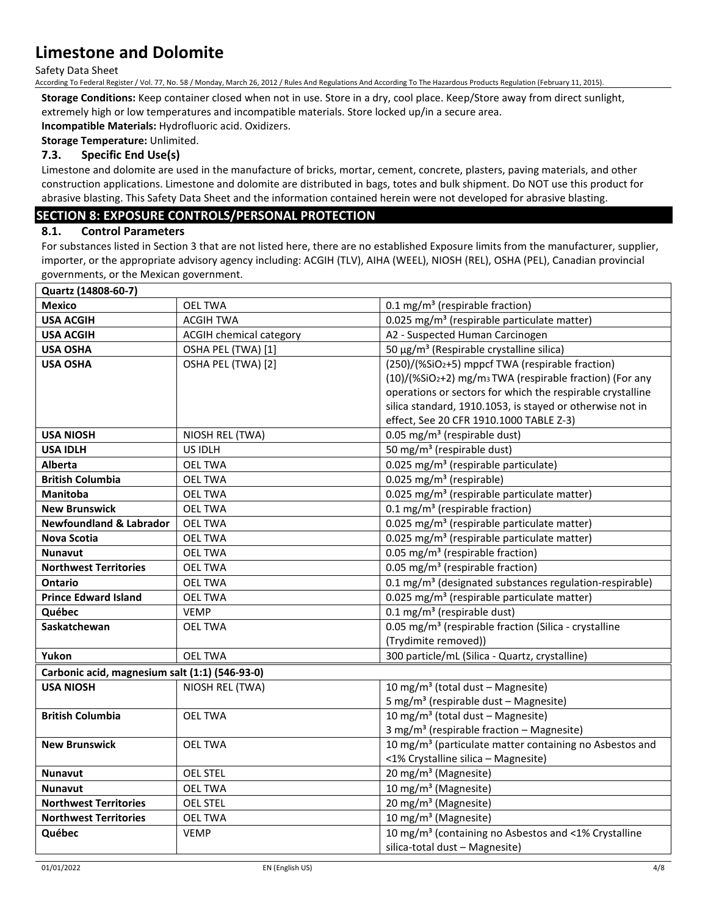**Storage Conditions:** Keep container closed when not in use. Store in a dry, cool place. Keep/Store away from direct sunlight, extremely high or low temperatures and incompatible materials. Store locked up/in a secure area.

**Incompatible Materials:** Hydrofluoric acid. Oxidizers.

**Storage Temperature:** Unlimited.

### 7.3. Specific End Use(s)

Limestone and dolomite are used in the manufacture of bricks, mortar, cement, concrete, plasters, paving materials, and other construction applications. Limestone and dolomite are distributed in bags, totes and bulk shipment. Do NOT use this product for abrasive blasting. This Safety Data Sheet and the information contained herein were not developed for abrasive blasting.

## SECTION 8: EXPOSURE CONTROLS/PERSONAL PROTECTION

### 8.1. Control Parameters

For substances listed in Section 3 that are not listed here, there are no established Exposure limits from the manufacturer, supplier, importer, or the appropriate advisory agency including: ACGIH (TLV), AIHA (WEEL), NIOSH (REL), OSHA (PEL), Canadian provincial governments, or the Mexican government.

| **Quartz (14808-60-7)** | | |
|---|---|---|
| **Mexico** | OEL TWA | 0.1 mg/m³ (respirable fraction) |
| **USA ACGIH** | ACGIH TWA | 0.025 mg/m³ (respirable particulate matter) |
| **USA ACGIH** | ACGIH chemical category | A2 - Suspected Human Carcinogen |
| **USA OSHA** | OSHA PEL (TWA) [1] | 50 µg/m³ (Respirable crystalline silica) |
| **USA OSHA** | OSHA PEL (TWA) [2] | (250)/(%$SiO_2$+5) mppcf TWA (respirable fraction) (10)/(%$SiO_2$+2) mg/m³ TWA (respirable fraction) (For any operations or sectors for which the respirable crystalline silica standard, 1910.1053, is stayed or otherwise not in effect, See 20 CFR 1910.1000 TABLE Z-3) |
| **USA NIOSH** | NIOSH REL (TWA) | 0.05 mg/m³ (respirable dust) |
| **USA IDLH** | US IDLH | 50 mg/m³ (respirable dust) |
| **Alberta** | OEL TWA | 0.025 mg/m³ (respirable particulate) |
| **British Columbia** | OEL TWA | 0.025 mg/m³ (respirable) |
| **Manitoba** | OEL TWA | 0.025 mg/m³ (respirable particulate matter) |
| **New Brunswick** | OEL TWA | 0.1 mg/m³ (respirable fraction) |
| **Newfoundland & Labrador** | OEL TWA | 0.025 mg/m³ (respirable particulate matter) |
| **Nova Scotia** | OEL TWA | 0.025 mg/m³ (respirable particulate matter) |
| **Nunavut** | OEL TWA | 0.05 mg/m³ (respirable fraction) |
| **Northwest Territories** | OEL TWA | 0.05 mg/m³ (respirable fraction) |
| **Ontario** | OEL TWA | 0.1 mg/m³ (designated substances regulation-respirable) |
| **Prince Edward Island** | OEL TWA | 0.025 mg/m³ (respirable particulate matter) |
| **Québec** | VEMP | 0.1 mg/m³ (respirable dust) |
| **Saskatchewan** | OEL TWA | 0.05 mg/m³ (respirable fraction (Silica - crystalline (Trydimite removed)) |
| **Yukon** | OEL TWA | 300 particle/mL (Silica - Quartz, crystalline) |
| **Carbonic acid, magnesium salt (1:1) (546-93-0)** | | |
| **USA NIOSH** | NIOSH REL (TWA) | 10 mg/m³ (total dust – Magnesite) 5 mg/m³ (respirable dust – Magnesite) |
| **British Columbia** | OEL TWA | 10 mg/m³ (total dust – Magnesite) 3 mg/m³ (respirable fraction – Magnesite) |
| **New Brunswick** | OEL TWA | 10 mg/m³ (particulate matter containing no Asbestos and <1% Crystalline silica – Magnesite) |
| **Nunavut** | OEL STEL | 20 mg/m³ (Magnesite) |
| **Nunavut** | OEL TWA | 10 mg/m³ (Magnesite) |
| **Northwest Territories** | OEL STEL | 20 mg/m³ (Magnesite) |
| **Northwest Territories** | OEL TWA | 10 mg/m³ (Magnesite) |
| **Québec** | VEMP | 10 mg/m³ (containing no Asbestos and <1% Crystalline silica-total dust – Magnesite) |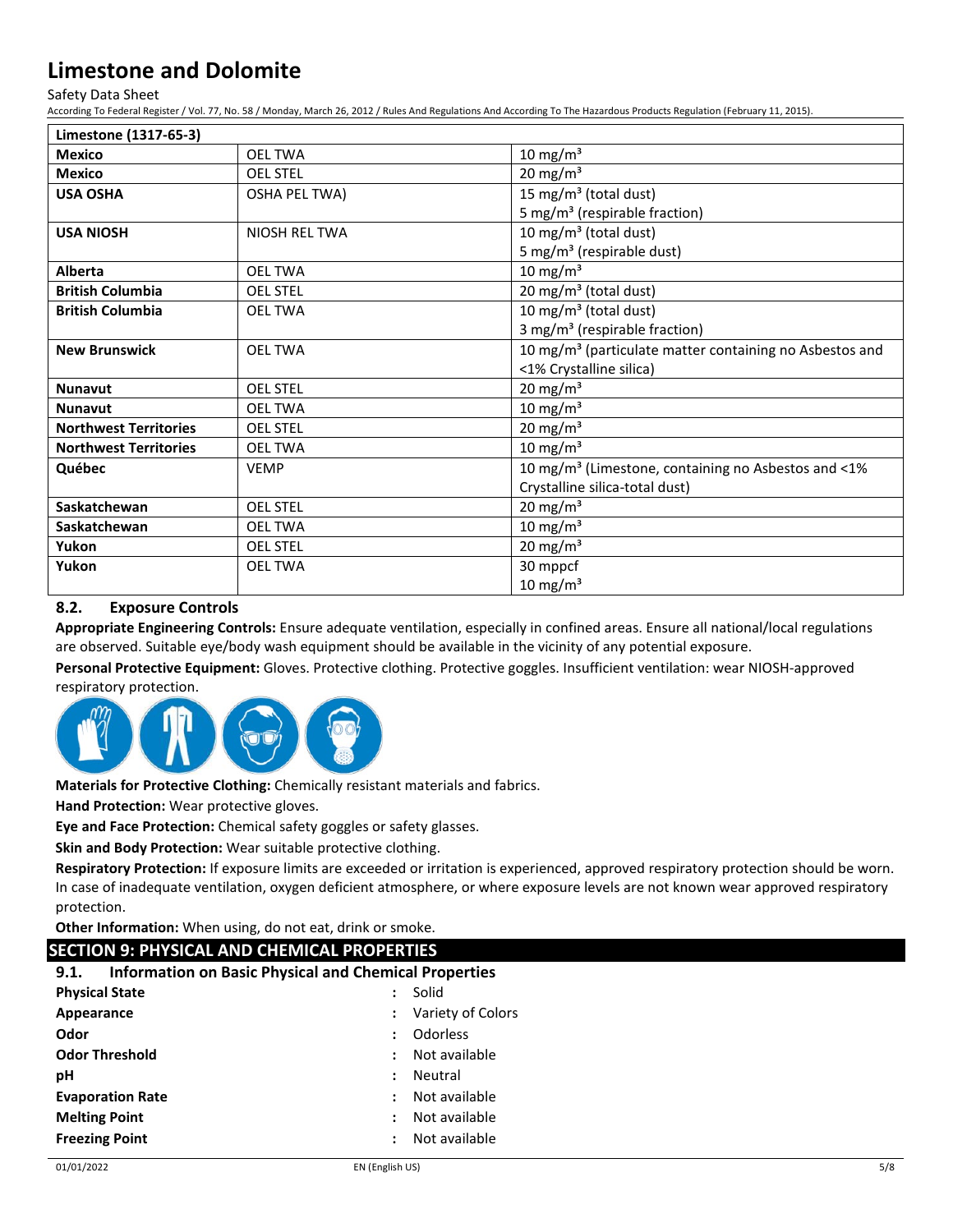| Limestone (1317-65-3) | | |
|---|---|---|
| **Mexico** | OEL TWA | 10 mg/m³ |
| **Mexico** | OEL STEL | 20 mg/m³ |
| **USA OSHA** | OSHA PEL TWA) | 15 mg/m³ (total dust)<br>5 mg/m³ (respirable fraction) |
| **USA NIOSH** | NIOSH REL TWA | 10 mg/m³ (total dust)<br>5 mg/m³ (respirable dust) |
| **Alberta** | OEL TWA | 10 mg/m³ |
| **British Columbia** | OEL STEL | 20 mg/m³ (total dust) |
| **British Columbia** | OEL TWA | 10 mg/m³ (total dust)<br>3 mg/m³ (respirable fraction) |
| **New Brunswick** | OEL TWA | 10 mg/m³ (particulate matter containing no Asbestos and <1% Crystalline silica) |
| **Nunavut** | OEL STEL | 20 mg/m³ |
| **Nunavut** | OEL TWA | 10 mg/m³ |
| **Northwest Territories** | OEL STEL | 20 mg/m³ |
| **Northwest Territories** | OEL TWA | 10 mg/m³ |
| **Québec** | VEMP | 10 mg/m³ (Limestone, containing no Asbestos and <1% Crystalline silica-total dust) |
| **Saskatchewan** | OEL STEL | 20 mg/m³ |
| **Saskatchewan** | OEL TWA | 10 mg/m³ |
| **Yukon** | OEL STEL | 20 mg/m³ |
| **Yukon** | OEL TWA | 30 mppcf<br>10 mg/m³ |

### 8.2. Exposure Controls

**Appropriate Engineering Controls:** Ensure adequate ventilation, especially in confined areas. Ensure all national/local regulations are observed. Suitable eye/body wash equipment should be available in the vicinity of any potential exposure.

**Personal Protective Equipment:** Gloves. Protective clothing. Protective goggles. Insufficient ventilation: wear NIOSH-approved respiratory protection.

**Materials for Protective Clothing:** Chemically resistant materials and fabrics.

**Hand Protection:** Wear protective gloves.

**Eye and Face Protection:** Chemical safety goggles or safety glasses.

**Skin and Body Protection:** Wear suitable protective clothing.

**Respiratory Protection:** If exposure limits are exceeded or irritation is experienced, approved respiratory protection should be worn. In case of inadequate ventilation, oxygen deficient atmosphere, or where exposure levels are not known wear approved respiratory protection.

**Other Information:** When using, do not eat, drink or smoke.

## SECTION 9: PHYSICAL AND CHEMICAL PROPERTIES

### 9.1. Information on Basic Physical and Chemical Properties

| | | |
|---|---|---|
| **Physical State** | : | Solid |
| **Appearance** | : | Variety of Colors |
| **Odor** | : | Odorless |
| **Odor Threshold** | : | Not available |
| **pH** | : | Neutral |
| **Evaporation Rate** | : | Not available |
| **Melting Point** | : | Not available |
| **Freezing Point** | : | Not available |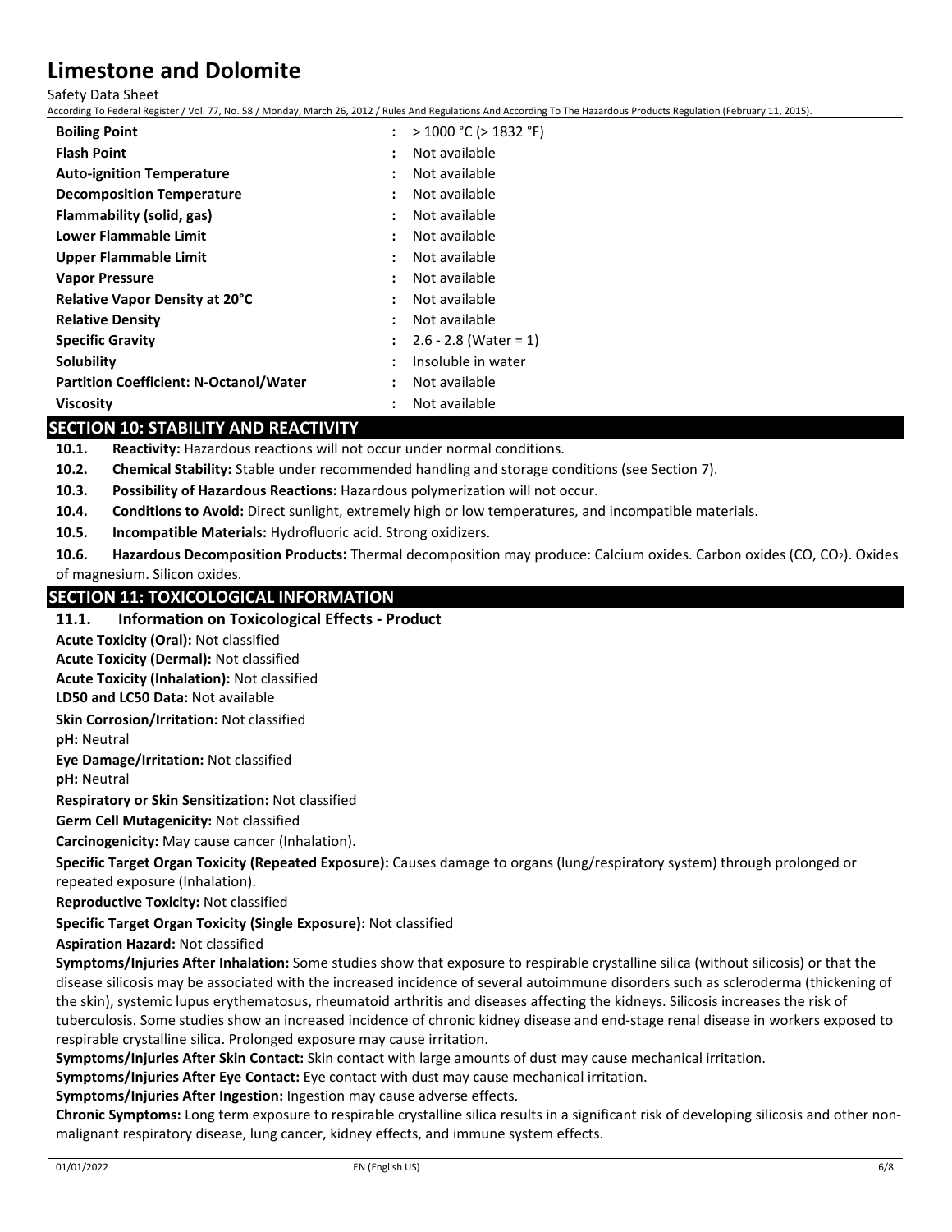| Property | | Value |
|---|---|---|
| **Boiling Point** | : | > 1000 °C (> 1832 °F) |
| **Flash Point** | : | Not available |
| **Auto-ignition Temperature** | : | Not available |
| **Decomposition Temperature** | : | Not available |
| **Flammability (solid, gas)** | : | Not available |
| **Lower Flammable Limit** | : | Not available |
| **Upper Flammable Limit** | : | Not available |
| **Vapor Pressure** | : | Not available |
| **Relative Vapor Density at 20°C** | : | Not available |
| **Relative Density** | : | Not available |
| **Specific Gravity** | : | 2.6 - 2.8 (Water = 1) |
| **Solubility** | : | Insoluble in water |
| **Partition Coefficient: N-Octanol/Water** | : | Not available |
| **Viscosity** | : | Not available |

## SECTION 10: STABILITY AND REACTIVITY

**10.1. Reactivity:** Hazardous reactions will not occur under normal conditions.

**10.2. Chemical Stability:** Stable under recommended handling and storage conditions (see Section 7).

**10.3. Possibility of Hazardous Reactions:** Hazardous polymerization will not occur.

**10.4. Conditions to Avoid:** Direct sunlight, extremely high or low temperatures, and incompatible materials.

**10.5. Incompatible Materials:** Hydrofluoric acid. Strong oxidizers.

**10.6. Hazardous Decomposition Products:** Thermal decomposition may produce: Calcium oxides. Carbon oxides (CO, $CO_2$). Oxides of magnesium. Silicon oxides.

## SECTION 11: TOXICOLOGICAL INFORMATION

### 11.1. Information on Toxicological Effects - Product

**Acute Toxicity (Oral):** Not classified

**Acute Toxicity (Dermal):** Not classified

**Acute Toxicity (Inhalation):** Not classified

**LD50 and LC50 Data:** Not available

**Skin Corrosion/Irritation:** Not classified

**pH:** Neutral

**Eye Damage/Irritation:** Not classified

**pH:** Neutral

**Respiratory or Skin Sensitization:** Not classified

**Germ Cell Mutagenicity:** Not classified

**Carcinogenicity:** May cause cancer (Inhalation).

**Specific Target Organ Toxicity (Repeated Exposure):** Causes damage to organs (lung/respiratory system) through prolonged or repeated exposure (Inhalation).

**Reproductive Toxicity:** Not classified

**Specific Target Organ Toxicity (Single Exposure):** Not classified

**Aspiration Hazard:** Not classified

**Symptoms/Injuries After Inhalation:** Some studies show that exposure to respirable crystalline silica (without silicosis) or that the disease silicosis may be associated with the increased incidence of several autoimmune disorders such as scleroderma (thickening of the skin), systemic lupus erythematosus, rheumatoid arthritis and diseases affecting the kidneys. Silicosis increases the risk of tuberculosis. Some studies show an increased incidence of chronic kidney disease and end-stage renal disease in workers exposed to respirable crystalline silica. Prolonged exposure may cause irritation.

**Symptoms/Injuries After Skin Contact:** Skin contact with large amounts of dust may cause mechanical irritation.

**Symptoms/Injuries After Eye Contact:** Eye contact with dust may cause mechanical irritation.

**Symptoms/Injuries After Ingestion:** Ingestion may cause adverse effects.

**Chronic Symptoms:** Long term exposure to respirable crystalline silica results in a significant risk of developing silicosis and other non-malignant respiratory disease, lung cancer, kidney effects, and immune system effects.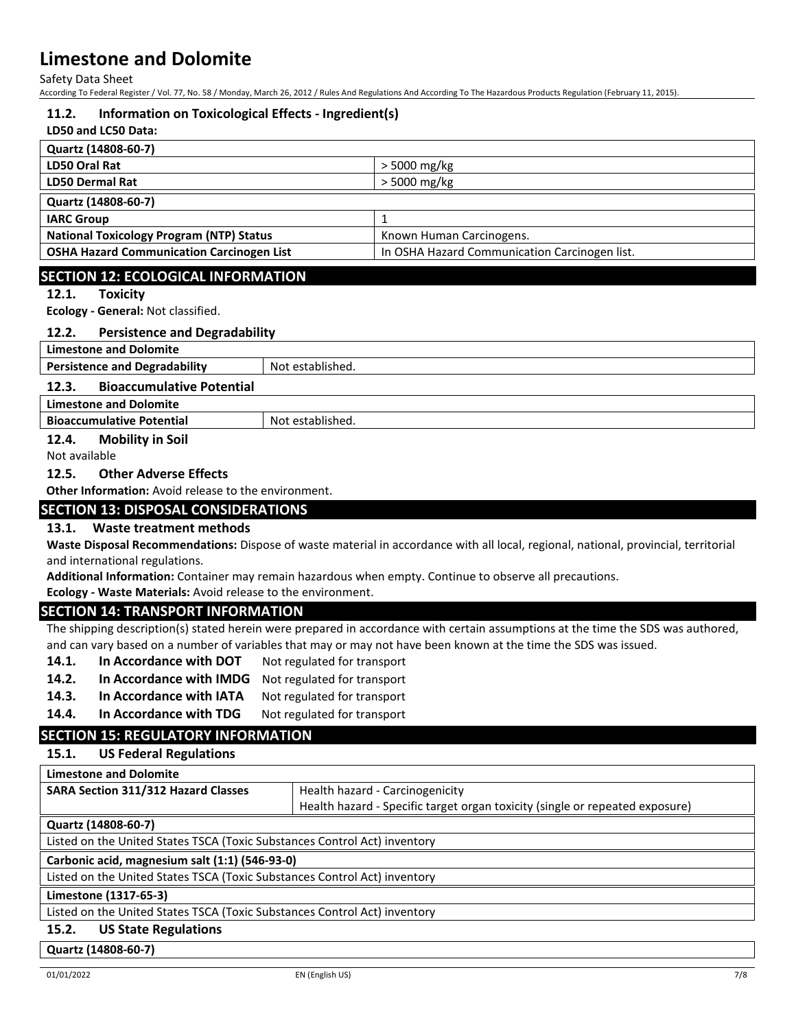### 11.2. Information on Toxicological Effects - Ingredient(s)

**LD50 and LC50 Data:**

| Quartz (14808-60-7) | |
|---|---|
| **LD50 Oral Rat** | > 5000 mg/kg |
| **LD50 Dermal Rat** | > 5000 mg/kg |

| Quartz (14808-60-7) | |
|---|---|
| **IARC Group** | 1 |
| **National Toxicology Program (NTP) Status** | Known Human Carcinogens. |
| **OSHA Hazard Communication Carcinogen List** | In OSHA Hazard Communication Carcinogen list. |

## SECTION 12: ECOLOGICAL INFORMATION

### 12.1. Toxicity

**Ecology - General:** Not classified.

### 12.2. Persistence and Degradability

| Limestone and Dolomite | |
|---|---|
| **Persistence and Degradability** | Not established. |

### 12.3. Bioaccumulative Potential

| Limestone and Dolomite | |
|---|---|
| **Bioaccumulative Potential** | Not established. |

### 12.4. Mobility in Soil

Not available

### 12.5. Other Adverse Effects

**Other Information:** Avoid release to the environment.

## SECTION 13: DISPOSAL CONSIDERATIONS

### 13.1. Waste treatment methods

**Waste Disposal Recommendations:** Dispose of waste material in accordance with all local, regional, national, provincial, territorial and international regulations.

**Additional Information:** Container may remain hazardous when empty. Continue to observe all precautions.

**Ecology - Waste Materials:** Avoid release to the environment.

## SECTION 14: TRANSPORT INFORMATION

The shipping description(s) stated herein were prepared in accordance with certain assumptions at the time the SDS was authored, and can vary based on a number of variables that may or may not have been known at the time the SDS was issued.

**14.1. In Accordance with DOT** Not regulated for transport

**14.2. In Accordance with IMDG** Not regulated for transport

**14.3. In Accordance with IATA** Not regulated for transport

**14.4. In Accordance with TDG** Not regulated for transport

## SECTION 15: REGULATORY INFORMATION

### 15.1. US Federal Regulations

| Limestone and Dolomite | |
|---|---|
| **SARA Section 311/312 Hazard Classes** | Health hazard - Carcinogenicity<br>Health hazard - Specific target organ toxicity (single or repeated exposure) |

| Quartz (14808-60-7) |
|---|
| Listed on the United States TSCA (Toxic Substances Control Act) inventory |

| Carbonic acid, magnesium salt (1:1) (546-93-0) |
|---|
| Listed on the United States TSCA (Toxic Substances Control Act) inventory |

| Limestone (1317-65-3) |
|---|
| Listed on the United States TSCA (Toxic Substances Control Act) inventory |

### 15.2. US State Regulations

| Quartz (14808-60-7) |
|---|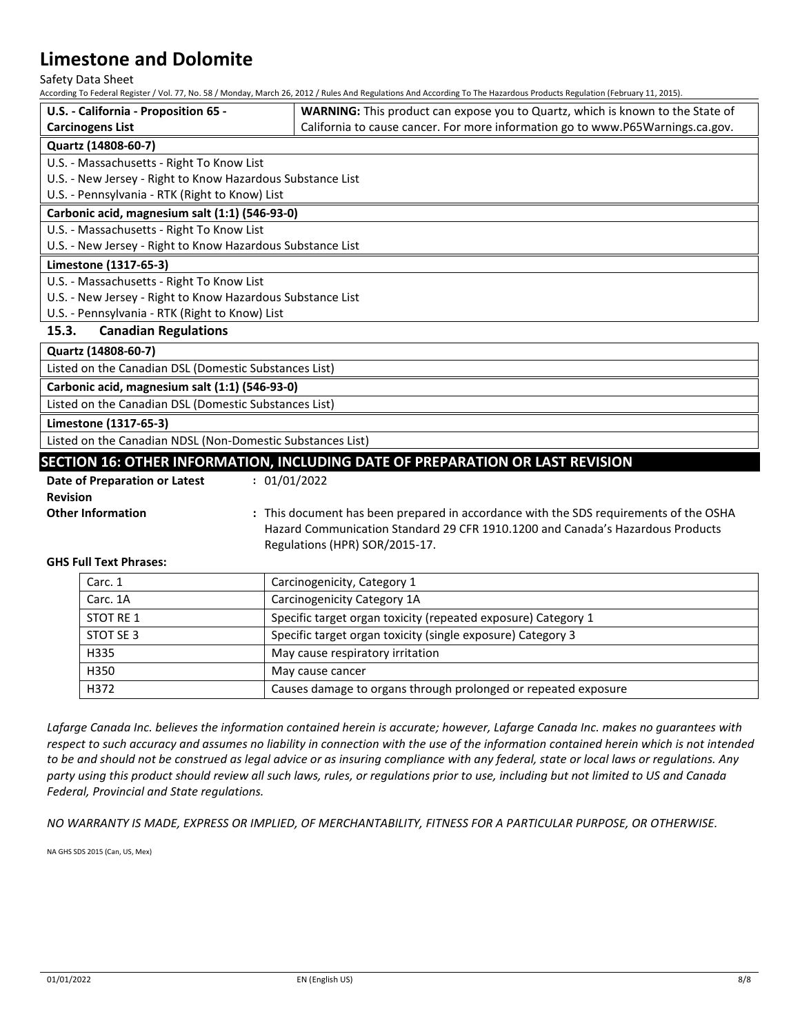| U.S. - California - Proposition 65 - Carcinogens List | **WARNING:** This product can expose you to Quartz, which is known to the State of California to cause cancer. For more information go to www.P65Warnings.ca.gov. |
|---|---|

**Quartz (14808-60-7)**

U.S. - Massachusetts - Right To Know List
U.S. - New Jersey - Right to Know Hazardous Substance List
U.S. - Pennsylvania - RTK (Right to Know) List

**Carbonic acid, magnesium salt (1:1) (546-93-0)**

U.S. - Massachusetts - Right To Know List
U.S. - New Jersey - Right to Know Hazardous Substance List

**Limestone (1317-65-3)**

U.S. - Massachusetts - Right To Know List
U.S. - New Jersey - Right to Know Hazardous Substance List
U.S. - Pennsylvania - RTK (Right to Know) List

### 15.3. Canadian Regulations

**Quartz (14808-60-7)**

Listed on the Canadian DSL (Domestic Substances List)

**Carbonic acid, magnesium salt (1:1) (546-93-0)**

Listed on the Canadian DSL (Domestic Substances List)

**Limestone (1317-65-3)**

Listed on the Canadian NDSL (Non-Domestic Substances List)

## SECTION 16: OTHER INFORMATION, INCLUDING DATE OF PREPARATION OR LAST REVISION

**Date of Preparation or Latest Revision** : 01/01/2022

**Other Information** : This document has been prepared in accordance with the SDS requirements of the OSHA Hazard Communication Standard 29 CFR 1910.1200 and Canada's Hazardous Products Regulations (HPR) SOR/2015-17.

**GHS Full Text Phrases:**

| | |
|---|---|
| Carc. 1 | Carcinogenicity, Category 1 |
| Carc. 1A | Carcinogenicity Category 1A |
| STOT RE 1 | Specific target organ toxicity (repeated exposure) Category 1 |
| STOT SE 3 | Specific target organ toxicity (single exposure) Category 3 |
| H335 | May cause respiratory irritation |
| H350 | May cause cancer |
| H372 | Causes damage to organs through prolonged or repeated exposure |

*Lafarge Canada Inc. believes the information contained herein is accurate; however, Lafarge Canada Inc. makes no guarantees with respect to such accuracy and assumes no liability in connection with the use of the information contained herein which is not intended to be and should not be construed as legal advice or as insuring compliance with any federal, state or local laws or regulations. Any party using this product should review all such laws, rules, or regulations prior to use, including but not limited to US and Canada Federal, Provincial and State regulations.*

*NO WARRANTY IS MADE, EXPRESS OR IMPLIED, OF MERCHANTABILITY, FITNESS FOR A PARTICULAR PURPOSE, OR OTHERWISE.*

NA GHS SDS 2015 (Can, US, Mex)